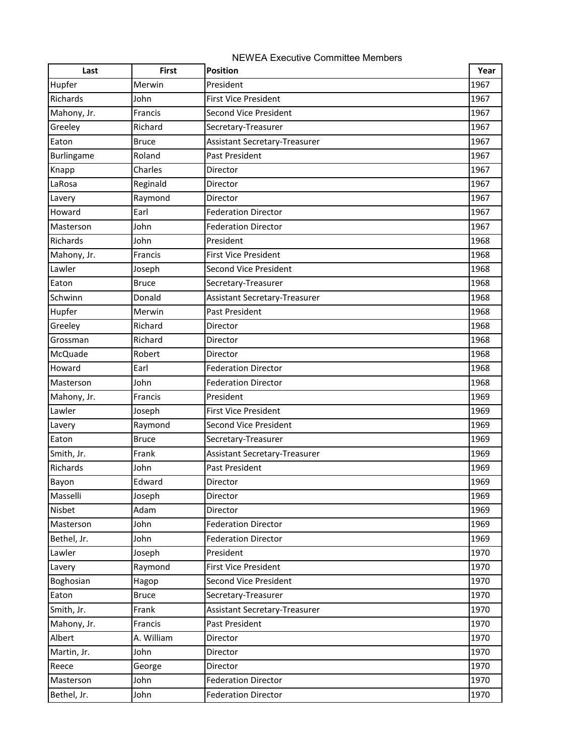NEWEA Executive Committee Members

| Last | First | Position | Year |
|---|---|---|---|
| Hupfer | Merwin | President | 1967 |
| Richards | John | First Vice President | 1967 |
| Mahony, Jr. | Francis | Second Vice President | 1967 |
| Greeley | Richard | Secretary-Treasurer | 1967 |
| Eaton | Bruce | Assistant Secretary-Treasurer | 1967 |
| Burlingame | Roland | Past President | 1967 |
| Knapp | Charles | Director | 1967 |
| LaRosa | Reginald | Director | 1967 |
| Lavery | Raymond | Director | 1967 |
| Howard | Earl | Federation Director | 1967 |
| Masterson | John | Federation Director | 1967 |
| Richards | John | President | 1968 |
| Mahony, Jr. | Francis | First Vice President | 1968 |
| Lawler | Joseph | Second Vice President | 1968 |
| Eaton | Bruce | Secretary-Treasurer | 1968 |
| Schwinn | Donald | Assistant Secretary-Treasurer | 1968 |
| Hupfer | Merwin | Past President | 1968 |
| Greeley | Richard | Director | 1968 |
| Grossman | Richard | Director | 1968 |
| McQuade | Robert | Director | 1968 |
| Howard | Earl | Federation Director | 1968 |
| Masterson | John | Federation Director | 1968 |
| Mahony, Jr. | Francis | President | 1969 |
| Lawler | Joseph | First Vice President | 1969 |
| Lavery | Raymond | Second Vice President | 1969 |
| Eaton | Bruce | Secretary-Treasurer | 1969 |
| Smith, Jr. | Frank | Assistant Secretary-Treasurer | 1969 |
| Richards | John | Past President | 1969 |
| Bayon | Edward | Director | 1969 |
| Masselli | Joseph | Director | 1969 |
| Nisbet | Adam | Director | 1969 |
| Masterson | John | Federation Director | 1969 |
| Bethel, Jr. | John | Federation Director | 1969 |
| Lawler | Joseph | President | 1970 |
| Lavery | Raymond | First Vice President | 1970 |
| Boghosian | Hagop | Second Vice President | 1970 |
| Eaton | Bruce | Secretary-Treasurer | 1970 |
| Smith, Jr. | Frank | Assistant Secretary-Treasurer | 1970 |
| Mahony, Jr. | Francis | Past President | 1970 |
| Albert | A. William | Director | 1970 |
| Martin, Jr. | John | Director | 1970 |
| Reece | George | Director | 1970 |
| Masterson | John | Federation Director | 1970 |
| Bethel, Jr. | John | Federation Director | 1970 |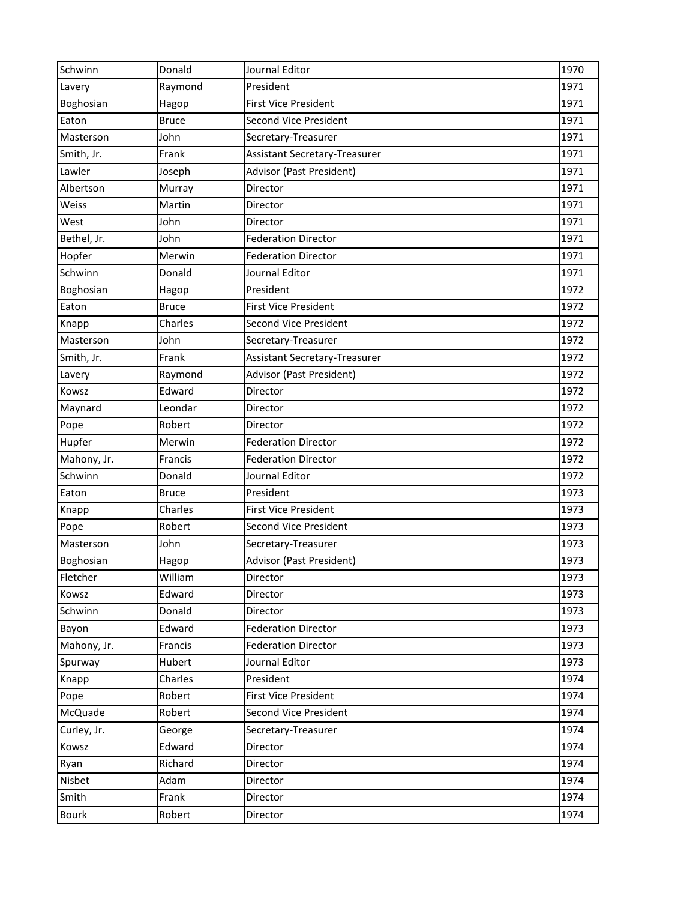| Schwinn | Donald | Journal Editor | 1970 |
|---|---|---|---|
| Lavery | Raymond | President | 1971 |
| Boghosian | Hagop | First Vice President | 1971 |
| Eaton | Bruce | Second Vice President | 1971 |
| Masterson | John | Secretary-Treasurer | 1971 |
| Smith, Jr. | Frank | Assistant Secretary-Treasurer | 1971 |
| Lawler | Joseph | Advisor (Past President) | 1971 |
| Albertson | Murray | Director | 1971 |
| Weiss | Martin | Director | 1971 |
| West | John | Director | 1971 |
| Bethel, Jr. | John | Federation Director | 1971 |
| Hopfer | Merwin | Federation Director | 1971 |
| Schwinn | Donald | Journal Editor | 1971 |
| Boghosian | Hagop | President | 1972 |
| Eaton | Bruce | First Vice President | 1972 |
| Knapp | Charles | Second Vice President | 1972 |
| Masterson | John | Secretary-Treasurer | 1972 |
| Smith, Jr. | Frank | Assistant Secretary-Treasurer | 1972 |
| Lavery | Raymond | Advisor (Past President) | 1972 |
| Kowsz | Edward | Director | 1972 |
| Maynard | Leondar | Director | 1972 |
| Pope | Robert | Director | 1972 |
| Hupfer | Merwin | Federation Director | 1972 |
| Mahony, Jr. | Francis | Federation Director | 1972 |
| Schwinn | Donald | Journal Editor | 1972 |
| Eaton | Bruce | President | 1973 |
| Knapp | Charles | First Vice President | 1973 |
| Pope | Robert | Second Vice President | 1973 |
| Masterson | John | Secretary-Treasurer | 1973 |
| Boghosian | Hagop | Advisor (Past President) | 1973 |
| Fletcher | William | Director | 1973 |
| Kowsz | Edward | Director | 1973 |
| Schwinn | Donald | Director | 1973 |
| Bayon | Edward | Federation Director | 1973 |
| Mahony, Jr. | Francis | Federation Director | 1973 |
| Spurway | Hubert | Journal Editor | 1973 |
| Knapp | Charles | President | 1974 |
| Pope | Robert | First Vice President | 1974 |
| McQuade | Robert | Second Vice President | 1974 |
| Curley, Jr. | George | Secretary-Treasurer | 1974 |
| Kowsz | Edward | Director | 1974 |
| Ryan | Richard | Director | 1974 |
| Nisbet | Adam | Director | 1974 |
| Smith | Frank | Director | 1974 |
| Bourk | Robert | Director | 1974 |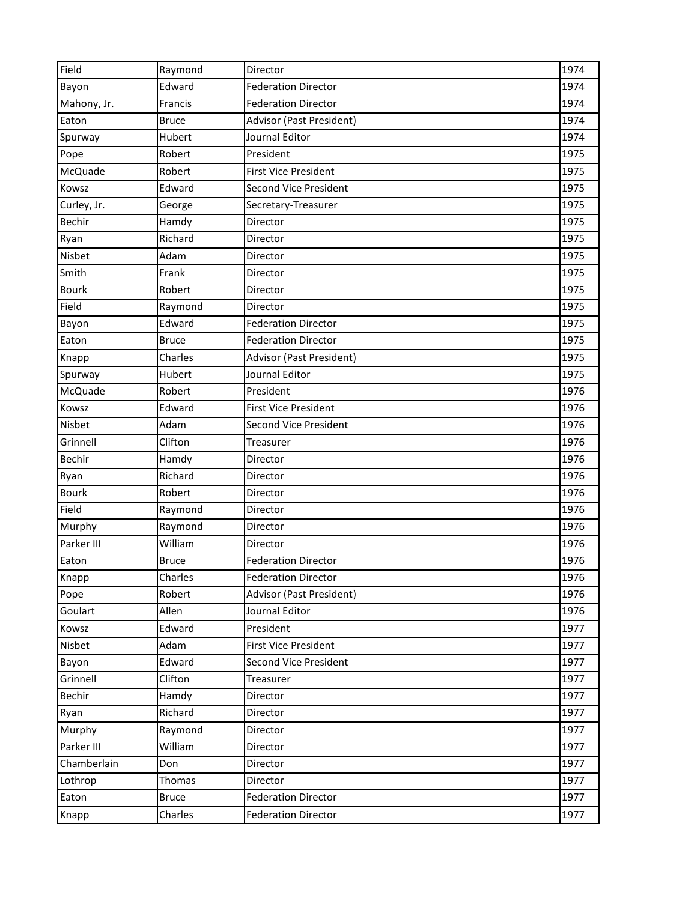| Field | Raymond | Director | 1974 |
|---|---|---|---|
| Bayon | Edward | Federation Director | 1974 |
| Mahony, Jr. | Francis | Federation Director | 1974 |
| Eaton | Bruce | Advisor (Past President) | 1974 |
| Spurway | Hubert | Journal Editor | 1974 |
| Pope | Robert | President | 1975 |
| McQuade | Robert | First Vice President | 1975 |
| Kowsz | Edward | Second Vice President | 1975 |
| Curley, Jr. | George | Secretary-Treasurer | 1975 |
| Bechir | Hamdy | Director | 1975 |
| Ryan | Richard | Director | 1975 |
| Nisbet | Adam | Director | 1975 |
| Smith | Frank | Director | 1975 |
| Bourk | Robert | Director | 1975 |
| Field | Raymond | Director | 1975 |
| Bayon | Edward | Federation Director | 1975 |
| Eaton | Bruce | Federation Director | 1975 |
| Knapp | Charles | Advisor (Past President) | 1975 |
| Spurway | Hubert | Journal Editor | 1975 |
| McQuade | Robert | President | 1976 |
| Kowsz | Edward | First Vice President | 1976 |
| Nisbet | Adam | Second Vice President | 1976 |
| Grinnell | Clifton | Treasurer | 1976 |
| Bechir | Hamdy | Director | 1976 |
| Ryan | Richard | Director | 1976 |
| Bourk | Robert | Director | 1976 |
| Field | Raymond | Director | 1976 |
| Murphy | Raymond | Director | 1976 |
| Parker III | William | Director | 1976 |
| Eaton | Bruce | Federation Director | 1976 |
| Knapp | Charles | Federation Director | 1976 |
| Pope | Robert | Advisor (Past President) | 1976 |
| Goulart | Allen | Journal Editor | 1976 |
| Kowsz | Edward | President | 1977 |
| Nisbet | Adam | First Vice President | 1977 |
| Bayon | Edward | Second Vice President | 1977 |
| Grinnell | Clifton | Treasurer | 1977 |
| Bechir | Hamdy | Director | 1977 |
| Ryan | Richard | Director | 1977 |
| Murphy | Raymond | Director | 1977 |
| Parker III | William | Director | 1977 |
| Chamberlain | Don | Director | 1977 |
| Lothrop | Thomas | Director | 1977 |
| Eaton | Bruce | Federation Director | 1977 |
| Knapp | Charles | Federation Director | 1977 |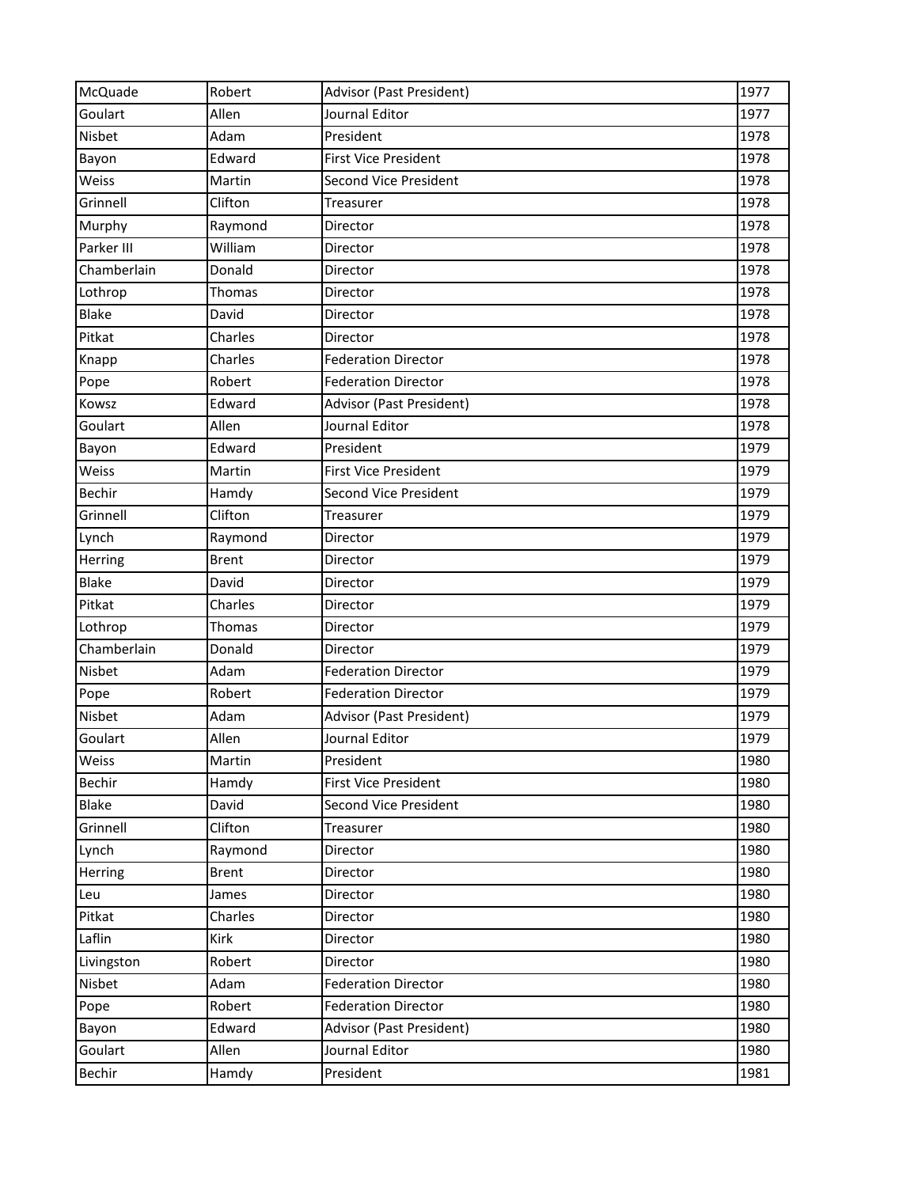| McQuade | Robert | Advisor (Past President) | 1977 |
|---|---|---|---|
| Goulart | Allen | Journal Editor | 1977 |
| Nisbet | Adam | President | 1978 |
| Bayon | Edward | First Vice President | 1978 |
| Weiss | Martin | Second Vice President | 1978 |
| Grinnell | Clifton | Treasurer | 1978 |
| Murphy | Raymond | Director | 1978 |
| Parker III | William | Director | 1978 |
| Chamberlain | Donald | Director | 1978 |
| Lothrop | Thomas | Director | 1978 |
| Blake | David | Director | 1978 |
| Pitkat | Charles | Director | 1978 |
| Knapp | Charles | Federation Director | 1978 |
| Pope | Robert | Federation Director | 1978 |
| Kowsz | Edward | Advisor (Past President) | 1978 |
| Goulart | Allen | Journal Editor | 1978 |
| Bayon | Edward | President | 1979 |
| Weiss | Martin | First Vice President | 1979 |
| Bechir | Hamdy | Second Vice President | 1979 |
| Grinnell | Clifton | Treasurer | 1979 |
| Lynch | Raymond | Director | 1979 |
| Herring | Brent | Director | 1979 |
| Blake | David | Director | 1979 |
| Pitkat | Charles | Director | 1979 |
| Lothrop | Thomas | Director | 1979 |
| Chamberlain | Donald | Director | 1979 |
| Nisbet | Adam | Federation Director | 1979 |
| Pope | Robert | Federation Director | 1979 |
| Nisbet | Adam | Advisor (Past President) | 1979 |
| Goulart | Allen | Journal Editor | 1979 |
| Weiss | Martin | President | 1980 |
| Bechir | Hamdy | First Vice President | 1980 |
| Blake | David | Second Vice President | 1980 |
| Grinnell | Clifton | Treasurer | 1980 |
| Lynch | Raymond | Director | 1980 |
| Herring | Brent | Director | 1980 |
| Leu | James | Director | 1980 |
| Pitkat | Charles | Director | 1980 |
| Laflin | Kirk | Director | 1980 |
| Livingston | Robert | Director | 1980 |
| Nisbet | Adam | Federation Director | 1980 |
| Pope | Robert | Federation Director | 1980 |
| Bayon | Edward | Advisor (Past President) | 1980 |
| Goulart | Allen | Journal Editor | 1980 |
| Bechir | Hamdy | President | 1981 |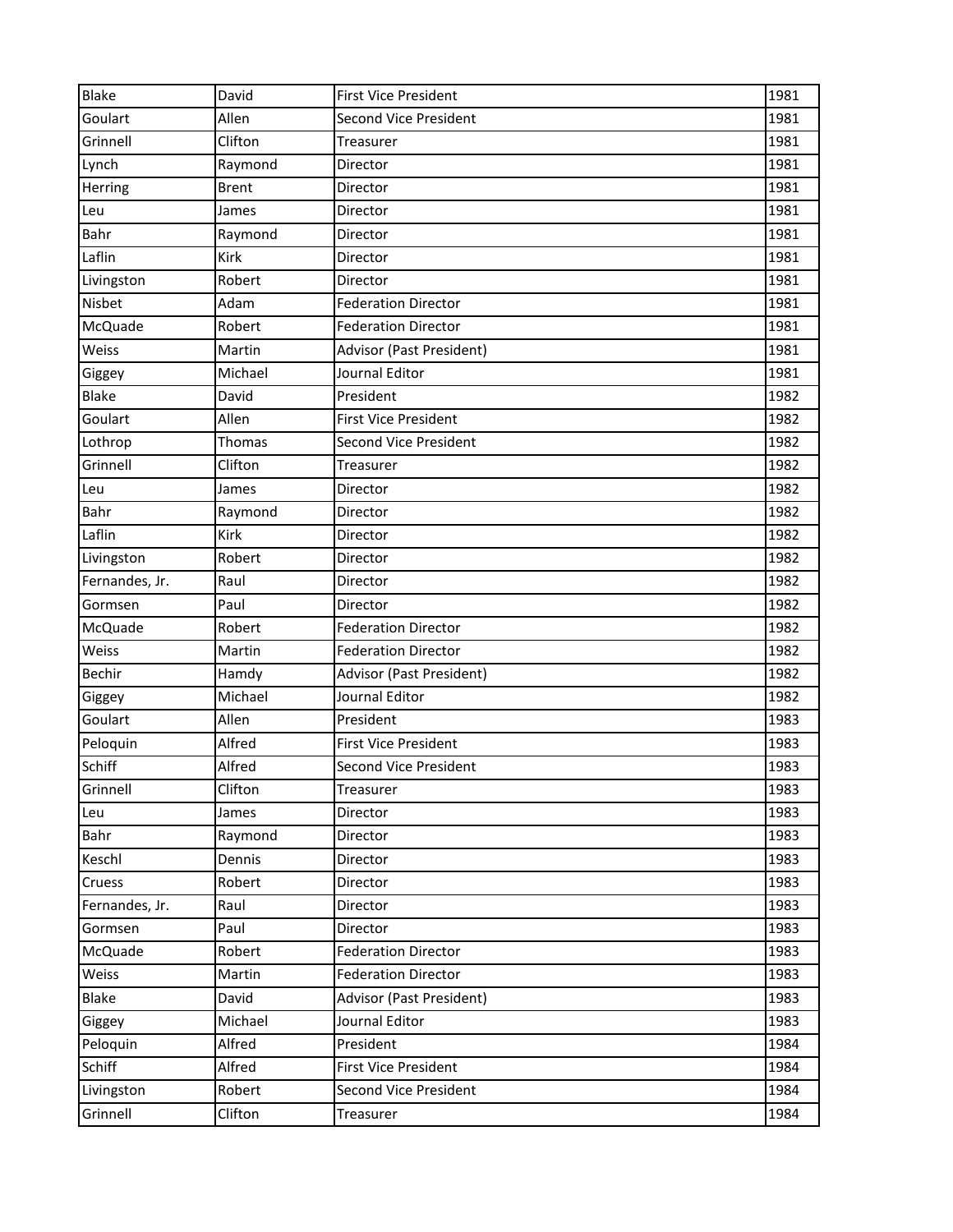| Blake | David | First Vice President | 1981 |
|---|---|---|---|
| Goulart | Allen | Second Vice President | 1981 |
| Grinnell | Clifton | Treasurer | 1981 |
| Lynch | Raymond | Director | 1981 |
| Herring | Brent | Director | 1981 |
| Leu | James | Director | 1981 |
| Bahr | Raymond | Director | 1981 |
| Laflin | Kirk | Director | 1981 |
| Livingston | Robert | Director | 1981 |
| Nisbet | Adam | Federation Director | 1981 |
| McQuade | Robert | Federation Director | 1981 |
| Weiss | Martin | Advisor (Past President) | 1981 |
| Giggey | Michael | Journal Editor | 1981 |
| Blake | David | President | 1982 |
| Goulart | Allen | First Vice President | 1982 |
| Lothrop | Thomas | Second Vice President | 1982 |
| Grinnell | Clifton | Treasurer | 1982 |
| Leu | James | Director | 1982 |
| Bahr | Raymond | Director | 1982 |
| Laflin | Kirk | Director | 1982 |
| Livingston | Robert | Director | 1982 |
| Fernandes, Jr. | Raul | Director | 1982 |
| Gormsen | Paul | Director | 1982 |
| McQuade | Robert | Federation Director | 1982 |
| Weiss | Martin | Federation Director | 1982 |
| Bechir | Hamdy | Advisor (Past President) | 1982 |
| Giggey | Michael | Journal Editor | 1982 |
| Goulart | Allen | President | 1983 |
| Peloquin | Alfred | First Vice President | 1983 |
| Schiff | Alfred | Second Vice President | 1983 |
| Grinnell | Clifton | Treasurer | 1983 |
| Leu | James | Director | 1983 |
| Bahr | Raymond | Director | 1983 |
| Keschl | Dennis | Director | 1983 |
| Cruess | Robert | Director | 1983 |
| Fernandes, Jr. | Raul | Director | 1983 |
| Gormsen | Paul | Director | 1983 |
| McQuade | Robert | Federation Director | 1983 |
| Weiss | Martin | Federation Director | 1983 |
| Blake | David | Advisor (Past President) | 1983 |
| Giggey | Michael | Journal Editor | 1983 |
| Peloquin | Alfred | President | 1984 |
| Schiff | Alfred | First Vice President | 1984 |
| Livingston | Robert | Second Vice President | 1984 |
| Grinnell | Clifton | Treasurer | 1984 |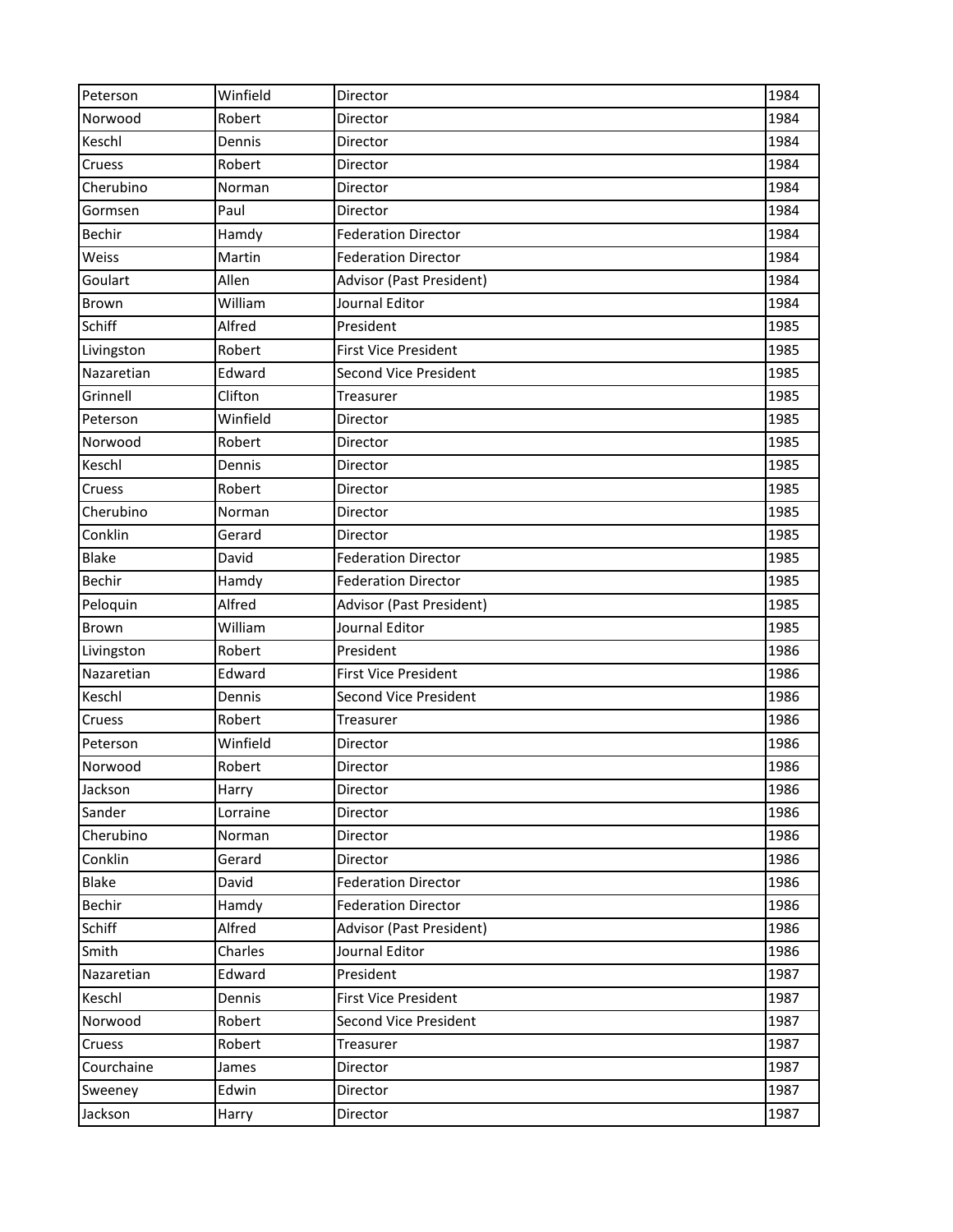| | | | |
|---|---|---|---|
| Peterson | Winfield | Director | 1984 |
| Norwood | Robert | Director | 1984 |
| Keschl | Dennis | Director | 1984 |
| Cruess | Robert | Director | 1984 |
| Cherubino | Norman | Director | 1984 |
| Gormsen | Paul | Director | 1984 |
| Bechir | Hamdy | Federation Director | 1984 |
| Weiss | Martin | Federation Director | 1984 |
| Goulart | Allen | Advisor (Past President) | 1984 |
| Brown | William | Journal Editor | 1984 |
| Schiff | Alfred | President | 1985 |
| Livingston | Robert | First Vice President | 1985 |
| Nazaretian | Edward | Second Vice President | 1985 |
| Grinnell | Clifton | Treasurer | 1985 |
| Peterson | Winfield | Director | 1985 |
| Norwood | Robert | Director | 1985 |
| Keschl | Dennis | Director | 1985 |
| Cruess | Robert | Director | 1985 |
| Cherubino | Norman | Director | 1985 |
| Conklin | Gerard | Director | 1985 |
| Blake | David | Federation Director | 1985 |
| Bechir | Hamdy | Federation Director | 1985 |
| Peloquin | Alfred | Advisor (Past President) | 1985 |
| Brown | William | Journal Editor | 1985 |
| Livingston | Robert | President | 1986 |
| Nazaretian | Edward | First Vice President | 1986 |
| Keschl | Dennis | Second Vice President | 1986 |
| Cruess | Robert | Treasurer | 1986 |
| Peterson | Winfield | Director | 1986 |
| Norwood | Robert | Director | 1986 |
| Jackson | Harry | Director | 1986 |
| Sander | Lorraine | Director | 1986 |
| Cherubino | Norman | Director | 1986 |
| Conklin | Gerard | Director | 1986 |
| Blake | David | Federation Director | 1986 |
| Bechir | Hamdy | Federation Director | 1986 |
| Schiff | Alfred | Advisor (Past President) | 1986 |
| Smith | Charles | Journal Editor | 1986 |
| Nazaretian | Edward | President | 1987 |
| Keschl | Dennis | First Vice President | 1987 |
| Norwood | Robert | Second Vice President | 1987 |
| Cruess | Robert | Treasurer | 1987 |
| Courchaine | James | Director | 1987 |
| Sweeney | Edwin | Director | 1987 |
| Jackson | Harry | Director | 1987 |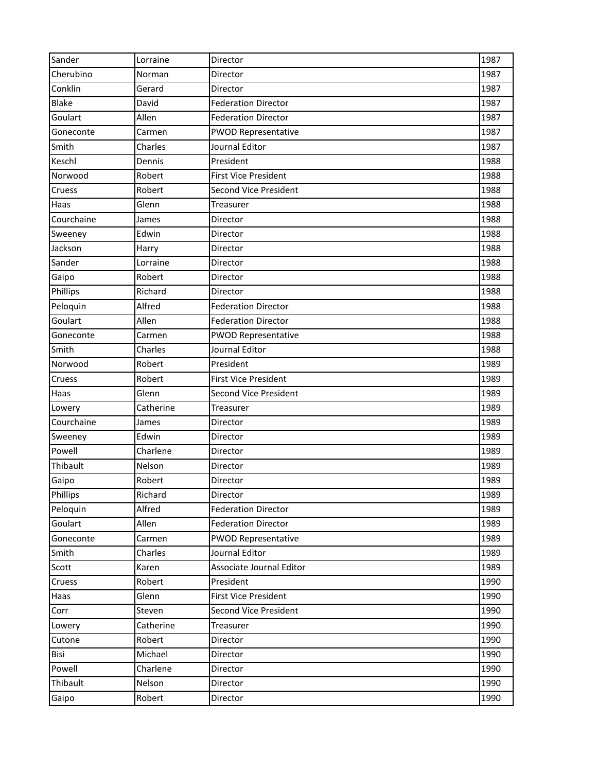| Sander | Lorraine | Director | 1987 |
|---|---|---|---|
| Cherubino | Norman | Director | 1987 |
| Conklin | Gerard | Director | 1987 |
| Blake | David | Federation Director | 1987 |
| Goulart | Allen | Federation Director | 1987 |
| Goneconte | Carmen | PWOD Representative | 1987 |
| Smith | Charles | Journal Editor | 1987 |
| Keschl | Dennis | President | 1988 |
| Norwood | Robert | First Vice President | 1988 |
| Cruess | Robert | Second Vice President | 1988 |
| Haas | Glenn | Treasurer | 1988 |
| Courchaine | James | Director | 1988 |
| Sweeney | Edwin | Director | 1988 |
| Jackson | Harry | Director | 1988 |
| Sander | Lorraine | Director | 1988 |
| Gaipo | Robert | Director | 1988 |
| Phillips | Richard | Director | 1988 |
| Peloquin | Alfred | Federation Director | 1988 |
| Goulart | Allen | Federation Director | 1988 |
| Goneconte | Carmen | PWOD Representative | 1988 |
| Smith | Charles | Journal Editor | 1988 |
| Norwood | Robert | President | 1989 |
| Cruess | Robert | First Vice President | 1989 |
| Haas | Glenn | Second Vice President | 1989 |
| Lowery | Catherine | Treasurer | 1989 |
| Courchaine | James | Director | 1989 |
| Sweeney | Edwin | Director | 1989 |
| Powell | Charlene | Director | 1989 |
| Thibault | Nelson | Director | 1989 |
| Gaipo | Robert | Director | 1989 |
| Phillips | Richard | Director | 1989 |
| Peloquin | Alfred | Federation Director | 1989 |
| Goulart | Allen | Federation Director | 1989 |
| Goneconte | Carmen | PWOD Representative | 1989 |
| Smith | Charles | Journal Editor | 1989 |
| Scott | Karen | Associate Journal Editor | 1989 |
| Cruess | Robert | President | 1990 |
| Haas | Glenn | First Vice President | 1990 |
| Corr | Steven | Second Vice President | 1990 |
| Lowery | Catherine | Treasurer | 1990 |
| Cutone | Robert | Director | 1990 |
| Bisi | Michael | Director | 1990 |
| Powell | Charlene | Director | 1990 |
| Thibault | Nelson | Director | 1990 |
| Gaipo | Robert | Director | 1990 |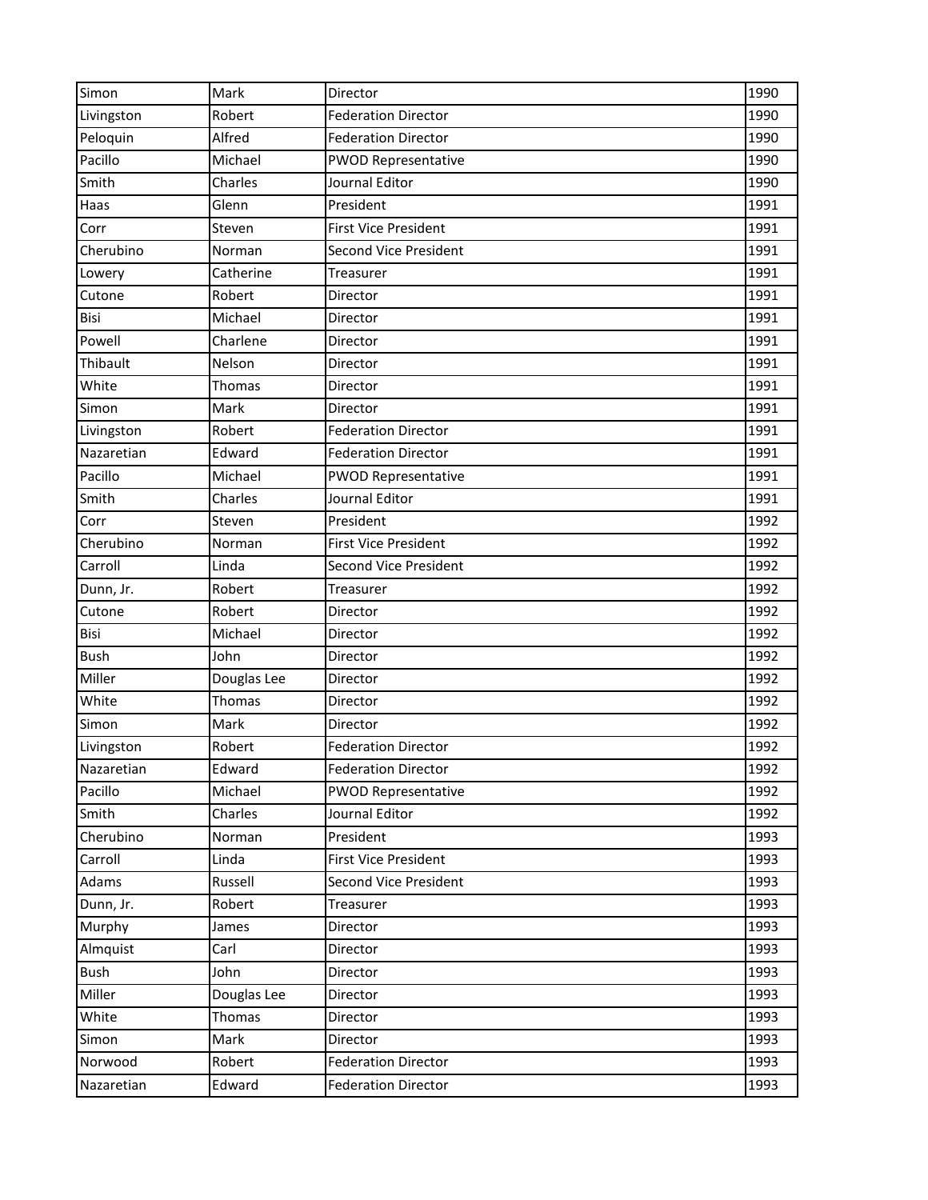| Simon | Mark | Director | 1990 |
|---|---|---|---|
| Livingston | Robert | Federation Director | 1990 |
| Peloquin | Alfred | Federation Director | 1990 |
| Pacillo | Michael | PWOD Representative | 1990 |
| Smith | Charles | Journal Editor | 1990 |
| Haas | Glenn | President | 1991 |
| Corr | Steven | First Vice President | 1991 |
| Cherubino | Norman | Second Vice President | 1991 |
| Lowery | Catherine | Treasurer | 1991 |
| Cutone | Robert | Director | 1991 |
| Bisi | Michael | Director | 1991 |
| Powell | Charlene | Director | 1991 |
| Thibault | Nelson | Director | 1991 |
| White | Thomas | Director | 1991 |
| Simon | Mark | Director | 1991 |
| Livingston | Robert | Federation Director | 1991 |
| Nazaretian | Edward | Federation Director | 1991 |
| Pacillo | Michael | PWOD Representative | 1991 |
| Smith | Charles | Journal Editor | 1991 |
| Corr | Steven | President | 1992 |
| Cherubino | Norman | First Vice President | 1992 |
| Carroll | Linda | Second Vice President | 1992 |
| Dunn, Jr. | Robert | Treasurer | 1992 |
| Cutone | Robert | Director | 1992 |
| Bisi | Michael | Director | 1992 |
| Bush | John | Director | 1992 |
| Miller | Douglas Lee | Director | 1992 |
| White | Thomas | Director | 1992 |
| Simon | Mark | Director | 1992 |
| Livingston | Robert | Federation Director | 1992 |
| Nazaretian | Edward | Federation Director | 1992 |
| Pacillo | Michael | PWOD Representative | 1992 |
| Smith | Charles | Journal Editor | 1992 |
| Cherubino | Norman | President | 1993 |
| Carroll | Linda | First Vice President | 1993 |
| Adams | Russell | Second Vice President | 1993 |
| Dunn, Jr. | Robert | Treasurer | 1993 |
| Murphy | James | Director | 1993 |
| Almquist | Carl | Director | 1993 |
| Bush | John | Director | 1993 |
| Miller | Douglas Lee | Director | 1993 |
| White | Thomas | Director | 1993 |
| Simon | Mark | Director | 1993 |
| Norwood | Robert | Federation Director | 1993 |
| Nazaretian | Edward | Federation Director | 1993 |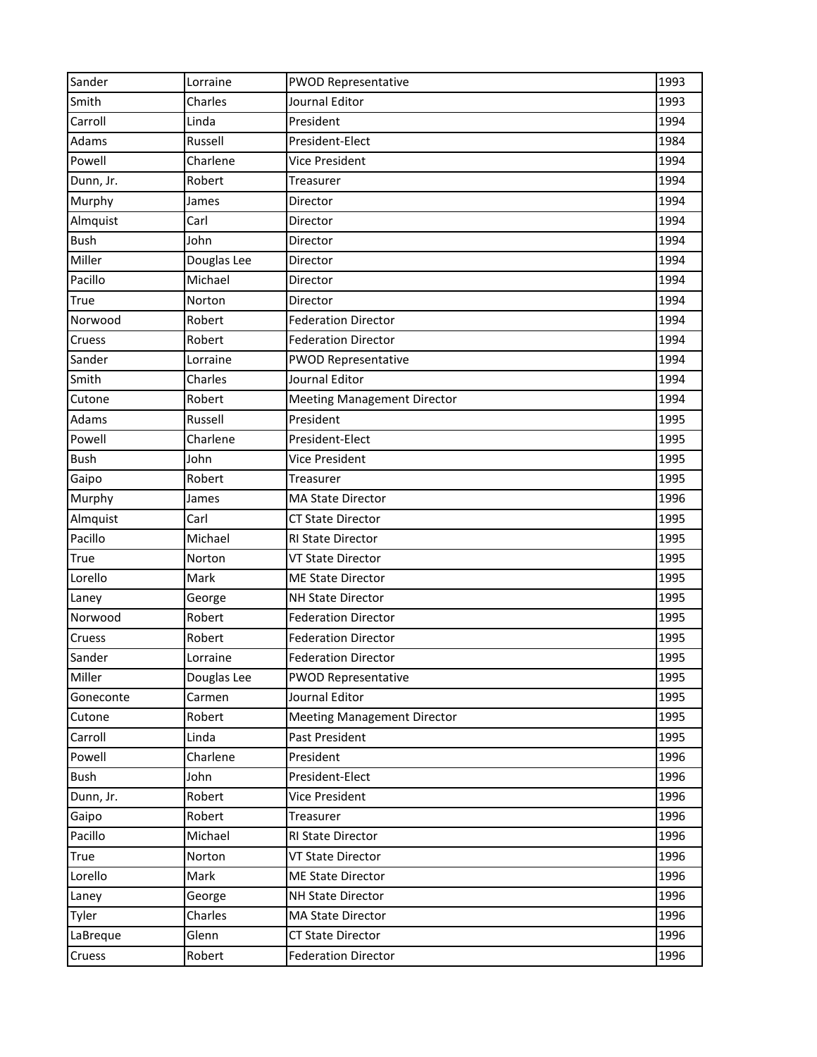| Sander | Lorraine | PWOD Representative | 1993 |
|---|---|---|---|
| Smith | Charles | Journal Editor | 1993 |
| Carroll | Linda | President | 1994 |
| Adams | Russell | President-Elect | 1984 |
| Powell | Charlene | Vice President | 1994 |
| Dunn, Jr. | Robert | Treasurer | 1994 |
| Murphy | James | Director | 1994 |
| Almquist | Carl | Director | 1994 |
| Bush | John | Director | 1994 |
| Miller | Douglas Lee | Director | 1994 |
| Pacillo | Michael | Director | 1994 |
| True | Norton | Director | 1994 |
| Norwood | Robert | Federation Director | 1994 |
| Cruess | Robert | Federation Director | 1994 |
| Sander | Lorraine | PWOD Representative | 1994 |
| Smith | Charles | Journal Editor | 1994 |
| Cutone | Robert | Meeting Management Director | 1994 |
| Adams | Russell | President | 1995 |
| Powell | Charlene | President-Elect | 1995 |
| Bush | John | Vice President | 1995 |
| Gaipo | Robert | Treasurer | 1995 |
| Murphy | James | MA State Director | 1996 |
| Almquist | Carl | CT State Director | 1995 |
| Pacillo | Michael | RI State Director | 1995 |
| True | Norton | VT State Director | 1995 |
| Lorello | Mark | ME State Director | 1995 |
| Laney | George | NH State Director | 1995 |
| Norwood | Robert | Federation Director | 1995 |
| Cruess | Robert | Federation Director | 1995 |
| Sander | Lorraine | Federation Director | 1995 |
| Miller | Douglas Lee | PWOD Representative | 1995 |
| Goneconte | Carmen | Journal Editor | 1995 |
| Cutone | Robert | Meeting Management Director | 1995 |
| Carroll | Linda | Past President | 1995 |
| Powell | Charlene | President | 1996 |
| Bush | John | President-Elect | 1996 |
| Dunn, Jr. | Robert | Vice President | 1996 |
| Gaipo | Robert | Treasurer | 1996 |
| Pacillo | Michael | RI State Director | 1996 |
| True | Norton | VT State Director | 1996 |
| Lorello | Mark | ME State Director | 1996 |
| Laney | George | NH State Director | 1996 |
| Tyler | Charles | MA State Director | 1996 |
| LaBreque | Glenn | CT State Director | 1996 |
| Cruess | Robert | Federation Director | 1996 |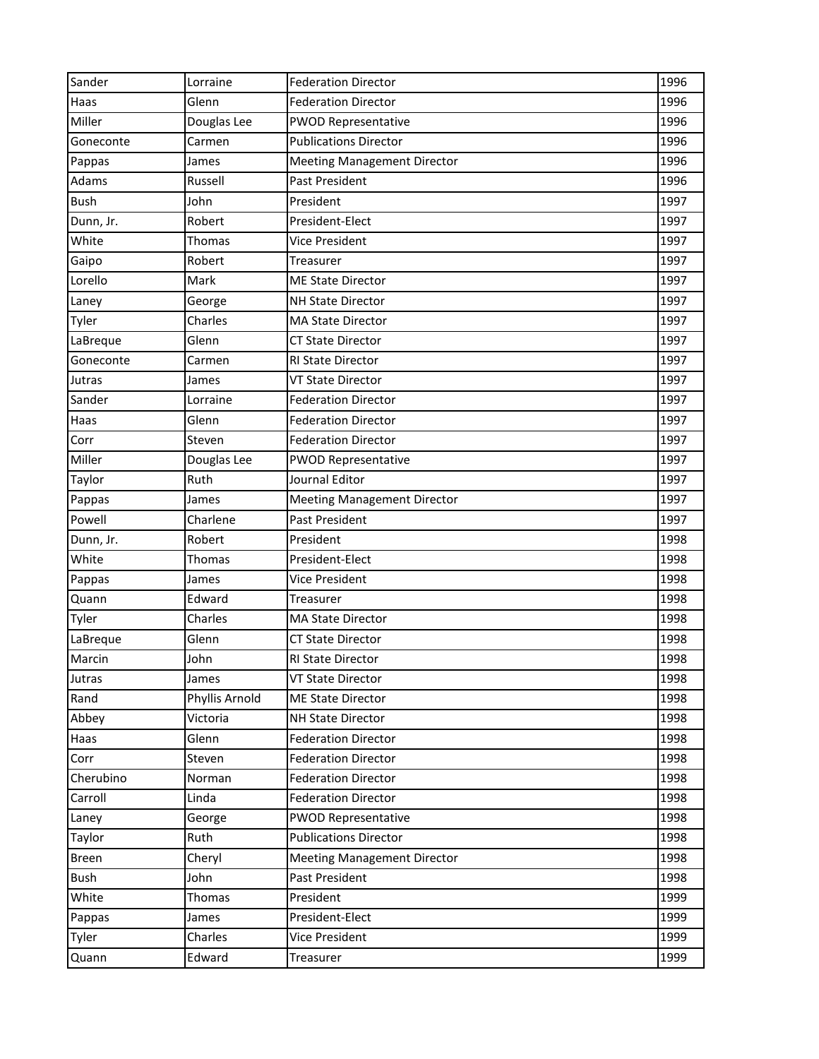| Sander | Lorraine | Federation Director | 1996 |
|---|---|---|---|
| Haas | Glenn | Federation Director | 1996 |
| Miller | Douglas Lee | PWOD Representative | 1996 |
| Goneconte | Carmen | Publications Director | 1996 |
| Pappas | James | Meeting Management Director | 1996 |
| Adams | Russell | Past President | 1996 |
| Bush | John | President | 1997 |
| Dunn, Jr. | Robert | President-Elect | 1997 |
| White | Thomas | Vice President | 1997 |
| Gaipo | Robert | Treasurer | 1997 |
| Lorello | Mark | ME State Director | 1997 |
| Laney | George | NH State Director | 1997 |
| Tyler | Charles | MA State Director | 1997 |
| LaBreque | Glenn | CT State Director | 1997 |
| Goneconte | Carmen | RI State Director | 1997 |
| Jutras | James | VT State Director | 1997 |
| Sander | Lorraine | Federation Director | 1997 |
| Haas | Glenn | Federation Director | 1997 |
| Corr | Steven | Federation Director | 1997 |
| Miller | Douglas Lee | PWOD Representative | 1997 |
| Taylor | Ruth | Journal Editor | 1997 |
| Pappas | James | Meeting Management Director | 1997 |
| Powell | Charlene | Past President | 1997 |
| Dunn, Jr. | Robert | President | 1998 |
| White | Thomas | President-Elect | 1998 |
| Pappas | James | Vice President | 1998 |
| Quann | Edward | Treasurer | 1998 |
| Tyler | Charles | MA State Director | 1998 |
| LaBreque | Glenn | CT State Director | 1998 |
| Marcin | John | RI State Director | 1998 |
| Jutras | James | VT State Director | 1998 |
| Rand | Phyllis Arnold | ME State Director | 1998 |
| Abbey | Victoria | NH State Director | 1998 |
| Haas | Glenn | Federation Director | 1998 |
| Corr | Steven | Federation Director | 1998 |
| Cherubino | Norman | Federation Director | 1998 |
| Carroll | Linda | Federation Director | 1998 |
| Laney | George | PWOD Representative | 1998 |
| Taylor | Ruth | Publications Director | 1998 |
| Breen | Cheryl | Meeting Management Director | 1998 |
| Bush | John | Past President | 1998 |
| White | Thomas | President | 1999 |
| Pappas | James | President-Elect | 1999 |
| Tyler | Charles | Vice President | 1999 |
| Quann | Edward | Treasurer | 1999 |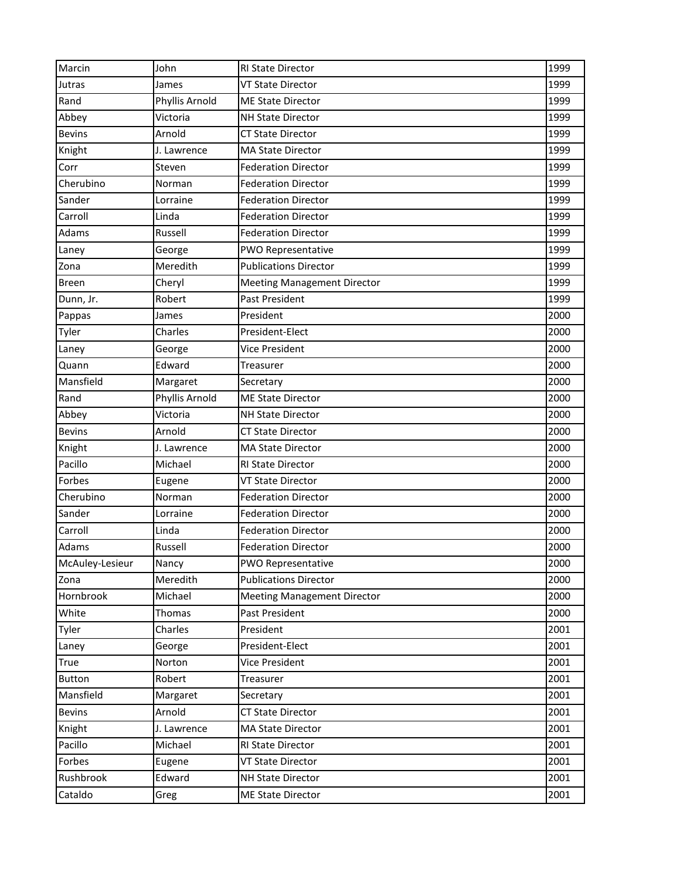| Marcin | John | RI State Director | 1999 |
|---|---|---|---|
| Jutras | James | VT State Director | 1999 |
| Rand | Phyllis Arnold | ME State Director | 1999 |
| Abbey | Victoria | NH State Director | 1999 |
| Bevins | Arnold | CT State Director | 1999 |
| Knight | J. Lawrence | MA State Director | 1999 |
| Corr | Steven | Federation Director | 1999 |
| Cherubino | Norman | Federation Director | 1999 |
| Sander | Lorraine | Federation Director | 1999 |
| Carroll | Linda | Federation Director | 1999 |
| Adams | Russell | Federation Director | 1999 |
| Laney | George | PWO Representative | 1999 |
| Zona | Meredith | Publications Director | 1999 |
| Breen | Cheryl | Meeting Management Director | 1999 |
| Dunn, Jr. | Robert | Past President | 1999 |
| Pappas | James | President | 2000 |
| Tyler | Charles | President-Elect | 2000 |
| Laney | George | Vice President | 2000 |
| Quann | Edward | Treasurer | 2000 |
| Mansfield | Margaret | Secretary | 2000 |
| Rand | Phyllis Arnold | ME State Director | 2000 |
| Abbey | Victoria | NH State Director | 2000 |
| Bevins | Arnold | CT State Director | 2000 |
| Knight | J. Lawrence | MA State Director | 2000 |
| Pacillo | Michael | RI State Director | 2000 |
| Forbes | Eugene | VT State Director | 2000 |
| Cherubino | Norman | Federation Director | 2000 |
| Sander | Lorraine | Federation Director | 2000 |
| Carroll | Linda | Federation Director | 2000 |
| Adams | Russell | Federation Director | 2000 |
| McAuley-Lesieur | Nancy | PWO Representative | 2000 |
| Zona | Meredith | Publications Director | 2000 |
| Hornbrook | Michael | Meeting Management Director | 2000 |
| White | Thomas | Past President | 2000 |
| Tyler | Charles | President | 2001 |
| Laney | George | President-Elect | 2001 |
| True | Norton | Vice President | 2001 |
| Button | Robert | Treasurer | 2001 |
| Mansfield | Margaret | Secretary | 2001 |
| Bevins | Arnold | CT State Director | 2001 |
| Knight | J. Lawrence | MA State Director | 2001 |
| Pacillo | Michael | RI State Director | 2001 |
| Forbes | Eugene | VT State Director | 2001 |
| Rushbrook | Edward | NH State Director | 2001 |
| Cataldo | Greg | ME State Director | 2001 |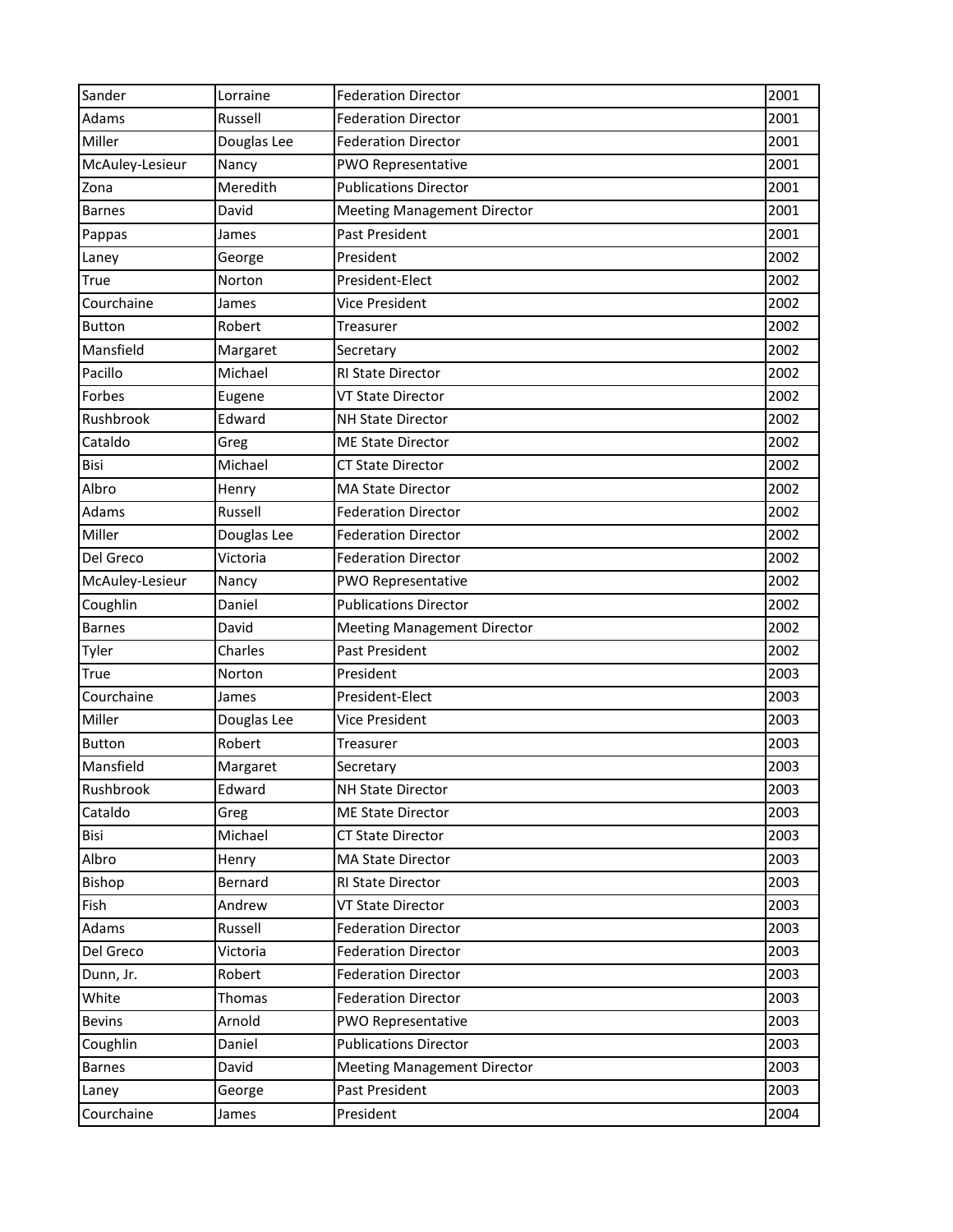| Sander | Lorraine | Federation Director | 2001 |
|---|---|---|---|
| Adams | Russell | Federation Director | 2001 |
| Miller | Douglas Lee | Federation Director | 2001 |
| McAuley-Lesieur | Nancy | PWO Representative | 2001 |
| Zona | Meredith | Publications Director | 2001 |
| Barnes | David | Meeting Management Director | 2001 |
| Pappas | James | Past President | 2001 |
| Laney | George | President | 2002 |
| True | Norton | President-Elect | 2002 |
| Courchaine | James | Vice President | 2002 |
| Button | Robert | Treasurer | 2002 |
| Mansfield | Margaret | Secretary | 2002 |
| Pacillo | Michael | RI State Director | 2002 |
| Forbes | Eugene | VT State Director | 2002 |
| Rushbrook | Edward | NH State Director | 2002 |
| Cataldo | Greg | ME State Director | 2002 |
| Bisi | Michael | CT State Director | 2002 |
| Albro | Henry | MA State Director | 2002 |
| Adams | Russell | Federation Director | 2002 |
| Miller | Douglas Lee | Federation Director | 2002 |
| Del Greco | Victoria | Federation Director | 2002 |
| McAuley-Lesieur | Nancy | PWO Representative | 2002 |
| Coughlin | Daniel | Publications Director | 2002 |
| Barnes | David | Meeting Management Director | 2002 |
| Tyler | Charles | Past President | 2002 |
| True | Norton | President | 2003 |
| Courchaine | James | President-Elect | 2003 |
| Miller | Douglas Lee | Vice President | 2003 |
| Button | Robert | Treasurer | 2003 |
| Mansfield | Margaret | Secretary | 2003 |
| Rushbrook | Edward | NH State Director | 2003 |
| Cataldo | Greg | ME State Director | 2003 |
| Bisi | Michael | CT State Director | 2003 |
| Albro | Henry | MA State Director | 2003 |
| Bishop | Bernard | RI State Director | 2003 |
| Fish | Andrew | VT State Director | 2003 |
| Adams | Russell | Federation Director | 2003 |
| Del Greco | Victoria | Federation Director | 2003 |
| Dunn, Jr. | Robert | Federation Director | 2003 |
| White | Thomas | Federation Director | 2003 |
| Bevins | Arnold | PWO Representative | 2003 |
| Coughlin | Daniel | Publications Director | 2003 |
| Barnes | David | Meeting Management Director | 2003 |
| Laney | George | Past President | 2003 |
| Courchaine | James | President | 2004 |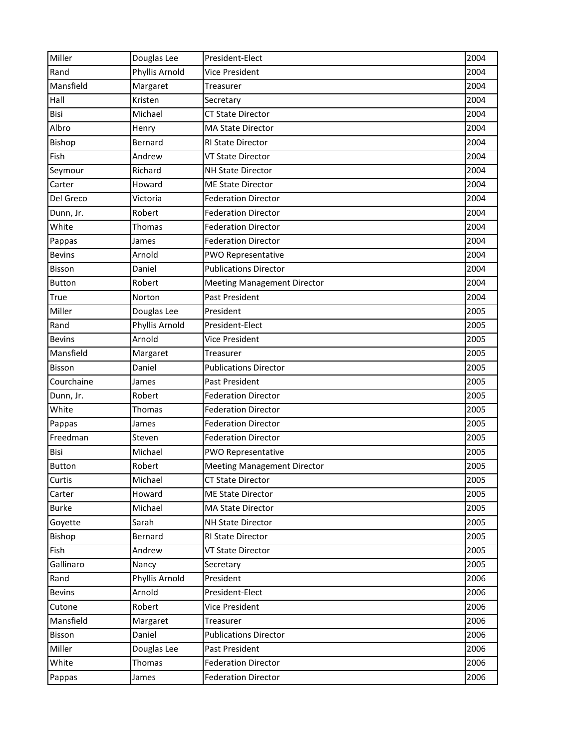| Miller | Douglas Lee | President-Elect | 2004 |
|---|---|---|---|
| Rand | Phyllis Arnold | Vice President | 2004 |
| Mansfield | Margaret | Treasurer | 2004 |
| Hall | Kristen | Secretary | 2004 |
| Bisi | Michael | CT State Director | 2004 |
| Albro | Henry | MA State Director | 2004 |
| Bishop | Bernard | RI State Director | 2004 |
| Fish | Andrew | VT State Director | 2004 |
| Seymour | Richard | NH State Director | 2004 |
| Carter | Howard | ME State Director | 2004 |
| Del Greco | Victoria | Federation Director | 2004 |
| Dunn, Jr. | Robert | Federation Director | 2004 |
| White | Thomas | Federation Director | 2004 |
| Pappas | James | Federation Director | 2004 |
| Bevins | Arnold | PWO Representative | 2004 |
| Bisson | Daniel | Publications Director | 2004 |
| Button | Robert | Meeting Management Director | 2004 |
| True | Norton | Past President | 2004 |
| Miller | Douglas Lee | President | 2005 |
| Rand | Phyllis Arnold | President-Elect | 2005 |
| Bevins | Arnold | Vice President | 2005 |
| Mansfield | Margaret | Treasurer | 2005 |
| Bisson | Daniel | Publications Director | 2005 |
| Courchaine | James | Past President | 2005 |
| Dunn, Jr. | Robert | Federation Director | 2005 |
| White | Thomas | Federation Director | 2005 |
| Pappas | James | Federation Director | 2005 |
| Freedman | Steven | Federation Director | 2005 |
| Bisi | Michael | PWO Representative | 2005 |
| Button | Robert | Meeting Management Director | 2005 |
| Curtis | Michael | CT State Director | 2005 |
| Carter | Howard | ME State Director | 2005 |
| Burke | Michael | MA State Director | 2005 |
| Goyette | Sarah | NH State Director | 2005 |
| Bishop | Bernard | RI State Director | 2005 |
| Fish | Andrew | VT State Director | 2005 |
| Gallinaro | Nancy | Secretary | 2005 |
| Rand | Phyllis Arnold | President | 2006 |
| Bevins | Arnold | President-Elect | 2006 |
| Cutone | Robert | Vice President | 2006 |
| Mansfield | Margaret | Treasurer | 2006 |
| Bisson | Daniel | Publications Director | 2006 |
| Miller | Douglas Lee | Past President | 2006 |
| White | Thomas | Federation Director | 2006 |
| Pappas | James | Federation Director | 2006 |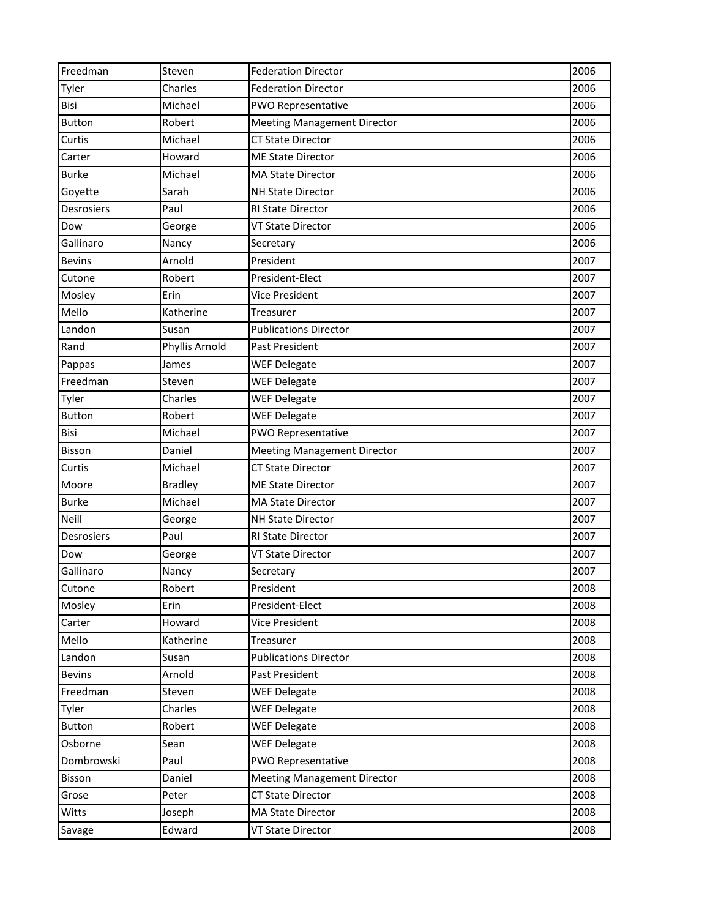| Freedman | Steven | Federation Director | 2006 |
|---|---|---|---|
| Tyler | Charles | Federation Director | 2006 |
| Bisi | Michael | PWO Representative | 2006 |
| Button | Robert | Meeting Management Director | 2006 |
| Curtis | Michael | CT State Director | 2006 |
| Carter | Howard | ME State Director | 2006 |
| Burke | Michael | MA State Director | 2006 |
| Goyette | Sarah | NH State Director | 2006 |
| Desrosiers | Paul | RI State Director | 2006 |
| Dow | George | VT State Director | 2006 |
| Gallinaro | Nancy | Secretary | 2006 |
| Bevins | Arnold | President | 2007 |
| Cutone | Robert | President-Elect | 2007 |
| Mosley | Erin | Vice President | 2007 |
| Mello | Katherine | Treasurer | 2007 |
| Landon | Susan | Publications Director | 2007 |
| Rand | Phyllis Arnold | Past President | 2007 |
| Pappas | James | WEF Delegate | 2007 |
| Freedman | Steven | WEF Delegate | 2007 |
| Tyler | Charles | WEF Delegate | 2007 |
| Button | Robert | WEF Delegate | 2007 |
| Bisi | Michael | PWO Representative | 2007 |
| Bisson | Daniel | Meeting Management Director | 2007 |
| Curtis | Michael | CT State Director | 2007 |
| Moore | Bradley | ME State Director | 2007 |
| Burke | Michael | MA State Director | 2007 |
| Neill | George | NH State Director | 2007 |
| Desrosiers | Paul | RI State Director | 2007 |
| Dow | George | VT State Director | 2007 |
| Gallinaro | Nancy | Secretary | 2007 |
| Cutone | Robert | President | 2008 |
| Mosley | Erin | President-Elect | 2008 |
| Carter | Howard | Vice President | 2008 |
| Mello | Katherine | Treasurer | 2008 |
| Landon | Susan | Publications Director | 2008 |
| Bevins | Arnold | Past President | 2008 |
| Freedman | Steven | WEF Delegate | 2008 |
| Tyler | Charles | WEF Delegate | 2008 |
| Button | Robert | WEF Delegate | 2008 |
| Osborne | Sean | WEF Delegate | 2008 |
| Dombrowski | Paul | PWO Representative | 2008 |
| Bisson | Daniel | Meeting Management Director | 2008 |
| Grose | Peter | CT State Director | 2008 |
| Witts | Joseph | MA State Director | 2008 |
| Savage | Edward | VT State Director | 2008 |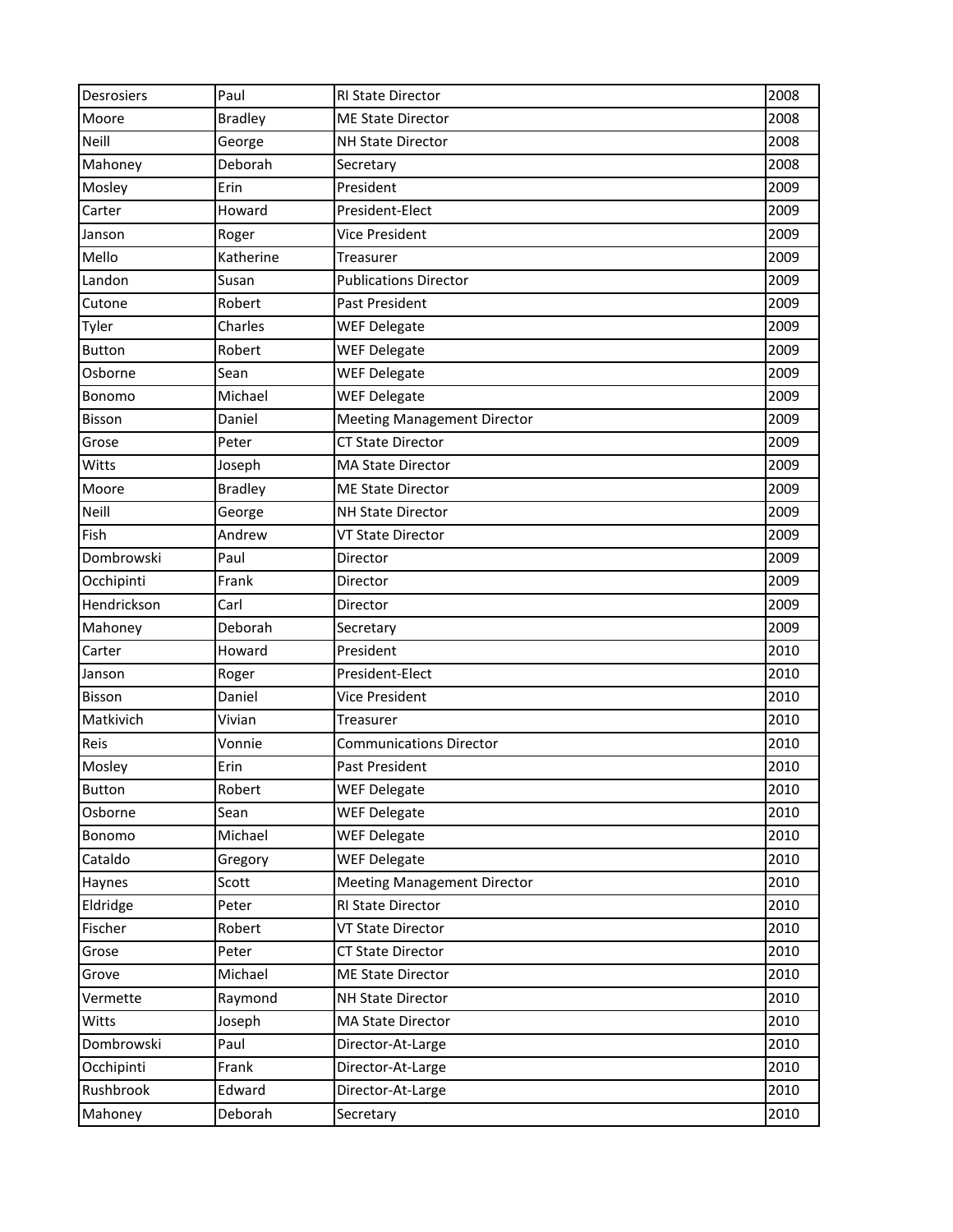| Desrosiers | Paul | RI State Director | 2008 |
|---|---|---|---|
| Moore | Bradley | ME State Director | 2008 |
| Neill | George | NH State Director | 2008 |
| Mahoney | Deborah | Secretary | 2008 |
| Mosley | Erin | President | 2009 |
| Carter | Howard | President-Elect | 2009 |
| Janson | Roger | Vice President | 2009 |
| Mello | Katherine | Treasurer | 2009 |
| Landon | Susan | Publications Director | 2009 |
| Cutone | Robert | Past President | 2009 |
| Tyler | Charles | WEF Delegate | 2009 |
| Button | Robert | WEF Delegate | 2009 |
| Osborne | Sean | WEF Delegate | 2009 |
| Bonomo | Michael | WEF Delegate | 2009 |
| Bisson | Daniel | Meeting Management Director | 2009 |
| Grose | Peter | CT State Director | 2009 |
| Witts | Joseph | MA State Director | 2009 |
| Moore | Bradley | ME State Director | 2009 |
| Neill | George | NH State Director | 2009 |
| Fish | Andrew | VT State Director | 2009 |
| Dombrowski | Paul | Director | 2009 |
| Occhipinti | Frank | Director | 2009 |
| Hendrickson | Carl | Director | 2009 |
| Mahoney | Deborah | Secretary | 2009 |
| Carter | Howard | President | 2010 |
| Janson | Roger | President-Elect | 2010 |
| Bisson | Daniel | Vice President | 2010 |
| Matkivich | Vivian | Treasurer | 2010 |
| Reis | Vonnie | Communications Director | 2010 |
| Mosley | Erin | Past President | 2010 |
| Button | Robert | WEF Delegate | 2010 |
| Osborne | Sean | WEF Delegate | 2010 |
| Bonomo | Michael | WEF Delegate | 2010 |
| Cataldo | Gregory | WEF Delegate | 2010 |
| Haynes | Scott | Meeting Management Director | 2010 |
| Eldridge | Peter | RI State Director | 2010 |
| Fischer | Robert | VT State Director | 2010 |
| Grose | Peter | CT State Director | 2010 |
| Grove | Michael | ME State Director | 2010 |
| Vermette | Raymond | NH State Director | 2010 |
| Witts | Joseph | MA State Director | 2010 |
| Dombrowski | Paul | Director-At-Large | 2010 |
| Occhipinti | Frank | Director-At-Large | 2010 |
| Rushbrook | Edward | Director-At-Large | 2010 |
| Mahoney | Deborah | Secretary | 2010 |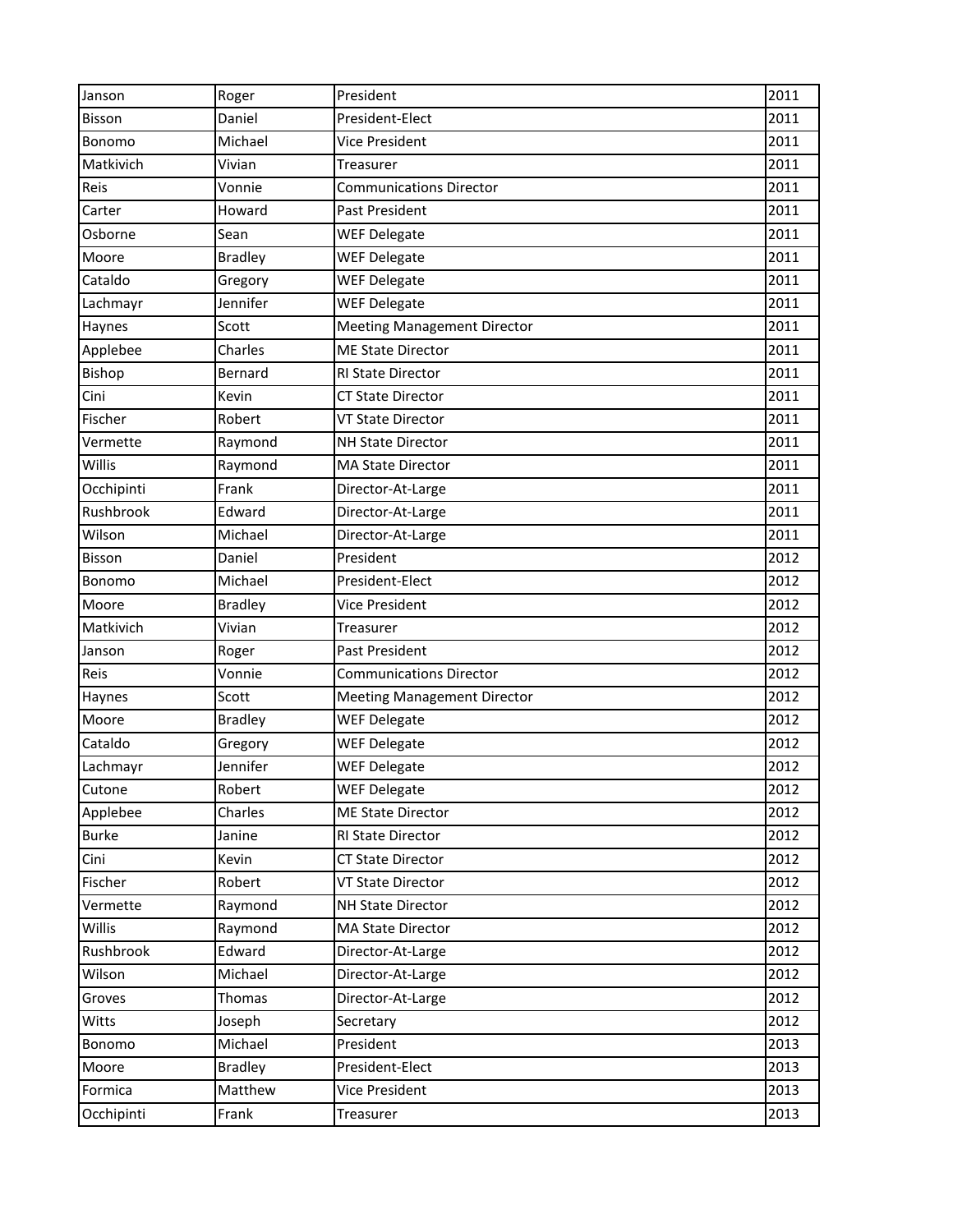| Janson | Roger | President | 2011 |
|---|---|---|---|
| Bisson | Daniel | President-Elect | 2011 |
| Bonomo | Michael | Vice President | 2011 |
| Matkivich | Vivian | Treasurer | 2011 |
| Reis | Vonnie | Communications Director | 2011 |
| Carter | Howard | Past President | 2011 |
| Osborne | Sean | WEF Delegate | 2011 |
| Moore | Bradley | WEF Delegate | 2011 |
| Cataldo | Gregory | WEF Delegate | 2011 |
| Lachmayr | Jennifer | WEF Delegate | 2011 |
| Haynes | Scott | Meeting Management Director | 2011 |
| Applebee | Charles | ME State Director | 2011 |
| Bishop | Bernard | RI State Director | 2011 |
| Cini | Kevin | CT State Director | 2011 |
| Fischer | Robert | VT State Director | 2011 |
| Vermette | Raymond | NH State Director | 2011 |
| Willis | Raymond | MA State Director | 2011 |
| Occhipinti | Frank | Director-At-Large | 2011 |
| Rushbrook | Edward | Director-At-Large | 2011 |
| Wilson | Michael | Director-At-Large | 2011 |
| Bisson | Daniel | President | 2012 |
| Bonomo | Michael | President-Elect | 2012 |
| Moore | Bradley | Vice President | 2012 |
| Matkivich | Vivian | Treasurer | 2012 |
| Janson | Roger | Past President | 2012 |
| Reis | Vonnie | Communications Director | 2012 |
| Haynes | Scott | Meeting Management Director | 2012 |
| Moore | Bradley | WEF Delegate | 2012 |
| Cataldo | Gregory | WEF Delegate | 2012 |
| Lachmayr | Jennifer | WEF Delegate | 2012 |
| Cutone | Robert | WEF Delegate | 2012 |
| Applebee | Charles | ME State Director | 2012 |
| Burke | Janine | RI State Director | 2012 |
| Cini | Kevin | CT State Director | 2012 |
| Fischer | Robert | VT State Director | 2012 |
| Vermette | Raymond | NH State Director | 2012 |
| Willis | Raymond | MA State Director | 2012 |
| Rushbrook | Edward | Director-At-Large | 2012 |
| Wilson | Michael | Director-At-Large | 2012 |
| Groves | Thomas | Director-At-Large | 2012 |
| Witts | Joseph | Secretary | 2012 |
| Bonomo | Michael | President | 2013 |
| Moore | Bradley | President-Elect | 2013 |
| Formica | Matthew | Vice President | 2013 |
| Occhipinti | Frank | Treasurer | 2013 |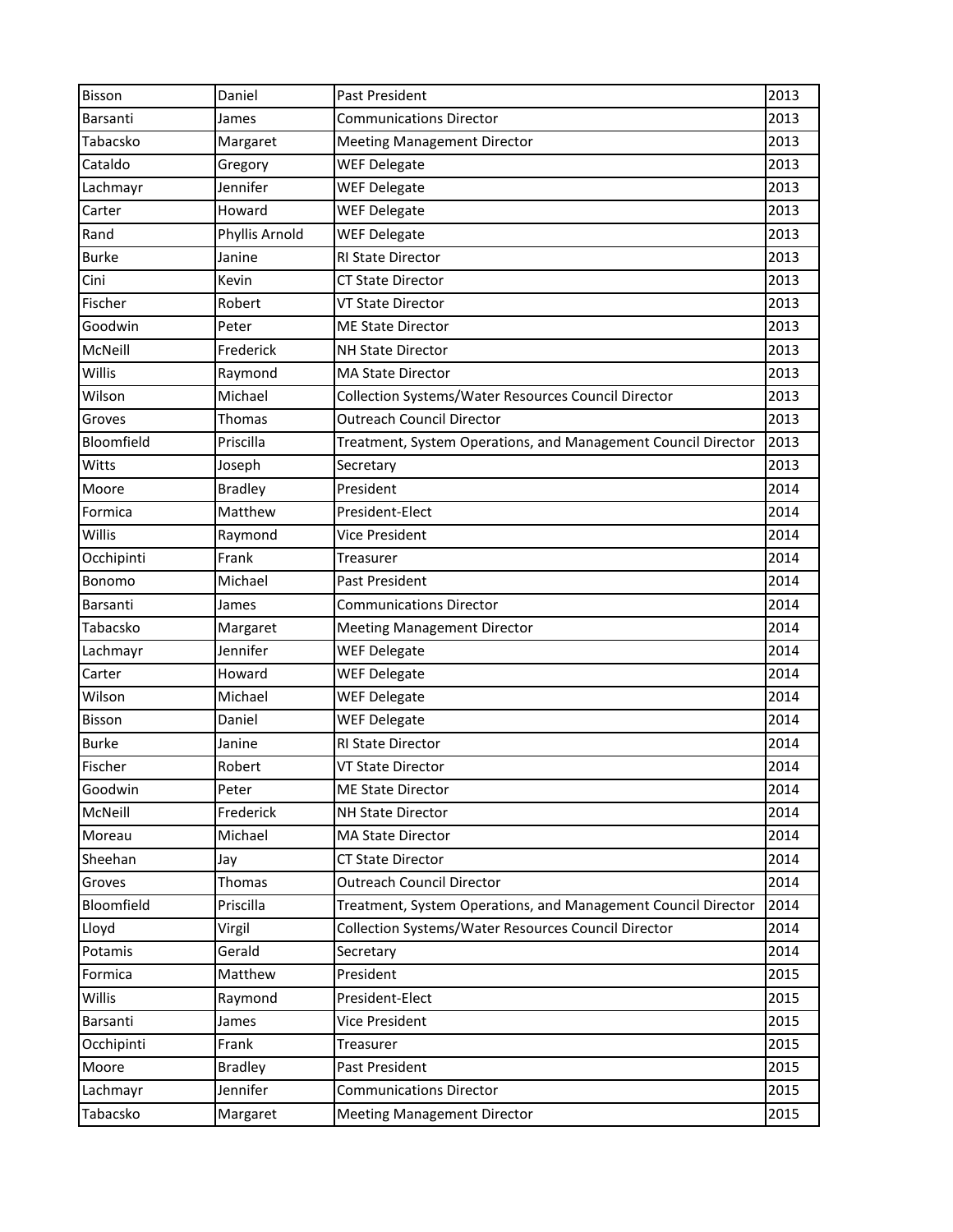| Bisson | Daniel | Past President | 2013 |
|---|---|---|---|
| Barsanti | James | Communications Director | 2013 |
| Tabacsko | Margaret | Meeting Management Director | 2013 |
| Cataldo | Gregory | WEF Delegate | 2013 |
| Lachmayr | Jennifer | WEF Delegate | 2013 |
| Carter | Howard | WEF Delegate | 2013 |
| Rand | Phyllis Arnold | WEF Delegate | 2013 |
| Burke | Janine | RI State Director | 2013 |
| Cini | Kevin | CT State Director | 2013 |
| Fischer | Robert | VT State Director | 2013 |
| Goodwin | Peter | ME State Director | 2013 |
| McNeill | Frederick | NH State Director | 2013 |
| Willis | Raymond | MA State Director | 2013 |
| Wilson | Michael | Collection Systems/Water Resources Council Director | 2013 |
| Groves | Thomas | Outreach Council Director | 2013 |
| Bloomfield | Priscilla | Treatment, System Operations, and Management Council Director | 2013 |
| Witts | Joseph | Secretary | 2013 |
| Moore | Bradley | President | 2014 |
| Formica | Matthew | President-Elect | 2014 |
| Willis | Raymond | Vice President | 2014 |
| Occhipinti | Frank | Treasurer | 2014 |
| Bonomo | Michael | Past President | 2014 |
| Barsanti | James | Communications Director | 2014 |
| Tabacsko | Margaret | Meeting Management Director | 2014 |
| Lachmayr | Jennifer | WEF Delegate | 2014 |
| Carter | Howard | WEF Delegate | 2014 |
| Wilson | Michael | WEF Delegate | 2014 |
| Bisson | Daniel | WEF Delegate | 2014 |
| Burke | Janine | RI State Director | 2014 |
| Fischer | Robert | VT State Director | 2014 |
| Goodwin | Peter | ME State Director | 2014 |
| McNeill | Frederick | NH State Director | 2014 |
| Moreau | Michael | MA State Director | 2014 |
| Sheehan | Jay | CT State Director | 2014 |
| Groves | Thomas | Outreach Council Director | 2014 |
| Bloomfield | Priscilla | Treatment, System Operations, and Management Council Director | 2014 |
| Lloyd | Virgil | Collection Systems/Water Resources Council Director | 2014 |
| Potamis | Gerald | Secretary | 2014 |
| Formica | Matthew | President | 2015 |
| Willis | Raymond | President-Elect | 2015 |
| Barsanti | James | Vice President | 2015 |
| Occhipinti | Frank | Treasurer | 2015 |
| Moore | Bradley | Past President | 2015 |
| Lachmayr | Jennifer | Communications Director | 2015 |
| Tabacsko | Margaret | Meeting Management Director | 2015 |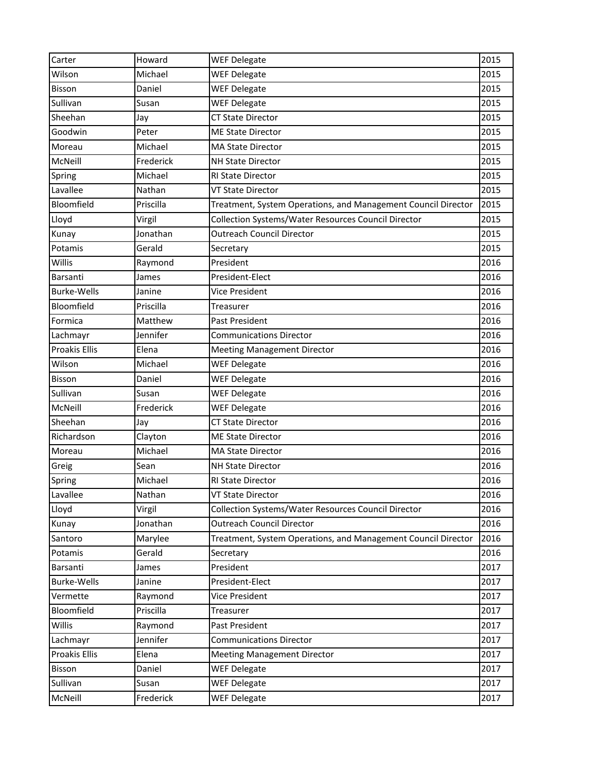| | | | |
|---|---|---|---|
| Carter | Howard | WEF Delegate | 2015 |
| Wilson | Michael | WEF Delegate | 2015 |
| Bisson | Daniel | WEF Delegate | 2015 |
| Sullivan | Susan | WEF Delegate | 2015 |
| Sheehan | Jay | CT State Director | 2015 |
| Goodwin | Peter | ME State Director | 2015 |
| Moreau | Michael | MA State Director | 2015 |
| McNeill | Frederick | NH State Director | 2015 |
| Spring | Michael | RI State Director | 2015 |
| Lavallee | Nathan | VT State Director | 2015 |
| Bloomfield | Priscilla | Treatment, System Operations, and Management Council Director | 2015 |
| Lloyd | Virgil | Collection Systems/Water Resources Council Director | 2015 |
| Kunay | Jonathan | Outreach Council Director | 2015 |
| Potamis | Gerald | Secretary | 2015 |
| Willis | Raymond | President | 2016 |
| Barsanti | James | President-Elect | 2016 |
| Burke-Wells | Janine | Vice President | 2016 |
| Bloomfield | Priscilla | Treasurer | 2016 |
| Formica | Matthew | Past President | 2016 |
| Lachmayr | Jennifer | Communications Director | 2016 |
| Proakis Ellis | Elena | Meeting Management Director | 2016 |
| Wilson | Michael | WEF Delegate | 2016 |
| Bisson | Daniel | WEF Delegate | 2016 |
| Sullivan | Susan | WEF Delegate | 2016 |
| McNeill | Frederick | WEF Delegate | 2016 |
| Sheehan | Jay | CT State Director | 2016 |
| Richardson | Clayton | ME State Director | 2016 |
| Moreau | Michael | MA State Director | 2016 |
| Greig | Sean | NH State Director | 2016 |
| Spring | Michael | RI State Director | 2016 |
| Lavallee | Nathan | VT State Director | 2016 |
| Lloyd | Virgil | Collection Systems/Water Resources Council Director | 2016 |
| Kunay | Jonathan | Outreach Council Director | 2016 |
| Santoro | Marylee | Treatment, System Operations, and Management Council Director | 2016 |
| Potamis | Gerald | Secretary | 2016 |
| Barsanti | James | President | 2017 |
| Burke-Wells | Janine | President-Elect | 2017 |
| Vermette | Raymond | Vice President | 2017 |
| Bloomfield | Priscilla | Treasurer | 2017 |
| Willis | Raymond | Past President | 2017 |
| Lachmayr | Jennifer | Communications Director | 2017 |
| Proakis Ellis | Elena | Meeting Management Director | 2017 |
| Bisson | Daniel | WEF Delegate | 2017 |
| Sullivan | Susan | WEF Delegate | 2017 |
| McNeill | Frederick | WEF Delegate | 2017 |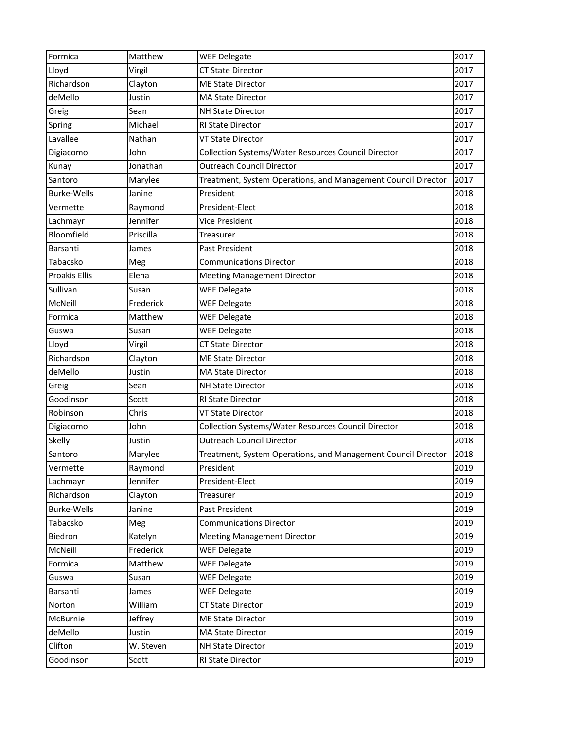| | | | |
|---|---|---|---|
| Formica | Matthew | WEF Delegate | 2017 |
| Lloyd | Virgil | CT State Director | 2017 |
| Richardson | Clayton | ME State Director | 2017 |
| deMello | Justin | MA State Director | 2017 |
| Greig | Sean | NH State Director | 2017 |
| Spring | Michael | RI State Director | 2017 |
| Lavallee | Nathan | VT State Director | 2017 |
| Digiacomo | John | Collection Systems/Water Resources Council Director | 2017 |
| Kunay | Jonathan | Outreach Council Director | 2017 |
| Santoro | Marylee | Treatment, System Operations, and Management Council Director | 2017 |
| Burke-Wells | Janine | President | 2018 |
| Vermette | Raymond | President-Elect | 2018 |
| Lachmayr | Jennifer | Vice President | 2018 |
| Bloomfield | Priscilla | Treasurer | 2018 |
| Barsanti | James | Past President | 2018 |
| Tabacsko | Meg | Communications Director | 2018 |
| Proakis Ellis | Elena | Meeting Management Director | 2018 |
| Sullivan | Susan | WEF Delegate | 2018 |
| McNeill | Frederick | WEF Delegate | 2018 |
| Formica | Matthew | WEF Delegate | 2018 |
| Guswa | Susan | WEF Delegate | 2018 |
| Lloyd | Virgil | CT State Director | 2018 |
| Richardson | Clayton | ME State Director | 2018 |
| deMello | Justin | MA State Director | 2018 |
| Greig | Sean | NH State Director | 2018 |
| Goodinson | Scott | RI State Director | 2018 |
| Robinson | Chris | VT State Director | 2018 |
| Digiacomo | John | Collection Systems/Water Resources Council Director | 2018 |
| Skelly | Justin | Outreach Council Director | 2018 |
| Santoro | Marylee | Treatment, System Operations, and Management Council Director | 2018 |
| Vermette | Raymond | President | 2019 |
| Lachmayr | Jennifer | President-Elect | 2019 |
| Richardson | Clayton | Treasurer | 2019 |
| Burke-Wells | Janine | Past President | 2019 |
| Tabacsko | Meg | Communications Director | 2019 |
| Biedron | Katelyn | Meeting Management Director | 2019 |
| McNeill | Frederick | WEF Delegate | 2019 |
| Formica | Matthew | WEF Delegate | 2019 |
| Guswa | Susan | WEF Delegate | 2019 |
| Barsanti | James | WEF Delegate | 2019 |
| Norton | William | CT State Director | 2019 |
| McBurnie | Jeffrey | ME State Director | 2019 |
| deMello | Justin | MA State Director | 2019 |
| Clifton | W. Steven | NH State Director | 2019 |
| Goodinson | Scott | RI State Director | 2019 |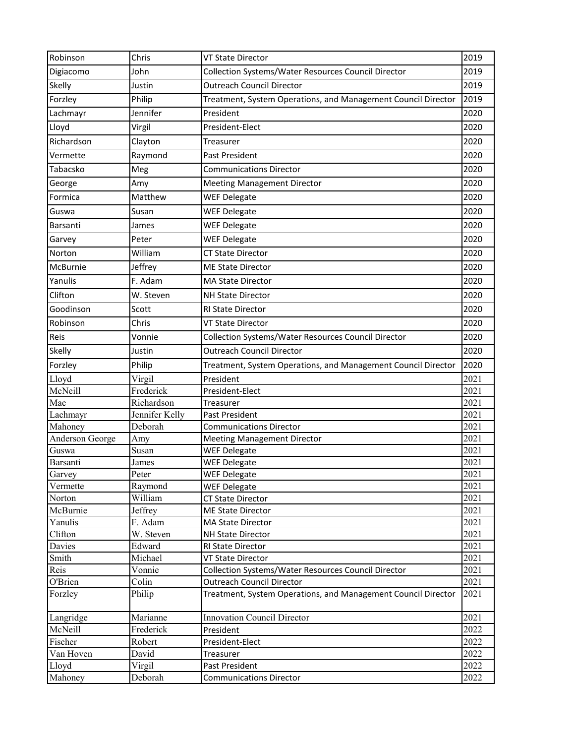| | | | |
|---|---|---|---|
| Robinson | Chris | VT State Director | 2019 |
| Digiacomo | John | Collection Systems/Water Resources Council Director | 2019 |
| Skelly | Justin | Outreach Council Director | 2019 |
| Forzley | Philip | Treatment, System Operations, and Management Council Director | 2019 |
| Lachmayr | Jennifer | President | 2020 |
| Lloyd | Virgil | President-Elect | 2020 |
| Richardson | Clayton | Treasurer | 2020 |
| Vermette | Raymond | Past President | 2020 |
| Tabacsko | Meg | Communications Director | 2020 |
| George | Amy | Meeting Management Director | 2020 |
| Formica | Matthew | WEF Delegate | 2020 |
| Guswa | Susan | WEF Delegate | 2020 |
| Barsanti | James | WEF Delegate | 2020 |
| Garvey | Peter | WEF Delegate | 2020 |
| Norton | William | CT State Director | 2020 |
| McBurnie | Jeffrey | ME State Director | 2020 |
| Yanulis | F. Adam | MA State Director | 2020 |
| Clifton | W. Steven | NH State Director | 2020 |
| Goodinson | Scott | RI State Director | 2020 |
| Robinson | Chris | VT State Director | 2020 |
| Reis | Vonnie | Collection Systems/Water Resources Council Director | 2020 |
| Skelly | Justin | Outreach Council Director | 2020 |
| Forzley | Philip | Treatment, System Operations, and Management Council Director | 2020 |
| Lloyd | Virgil | President | 2021 |
| McNeill | Frederick | President-Elect | 2021 |
| Mac | Richardson | Treasurer | 2021 |
| Lachmayr | Jennifer Kelly | Past President | 2021 |
| Mahoney | Deborah | Communications Director | 2021 |
| Anderson George | Amy | Meeting Management Director | 2021 |
| Guswa | Susan | WEF Delegate | 2021 |
| Barsanti | James | WEF Delegate | 2021 |
| Garvey | Peter | WEF Delegate | 2021 |
| Vermette | Raymond | WEF Delegate | 2021 |
| Norton | William | CT State Director | 2021 |
| McBurnie | Jeffrey | ME State Director | 2021 |
| Yanulis | F. Adam | MA State Director | 2021 |
| Clifton | W. Steven | NH State Director | 2021 |
| Davies | Edward | RI State Director | 2021 |
| Smith | Michael | VT State Director | 2021 |
| Reis | Vonnie | Collection Systems/Water Resources Council Director | 2021 |
| O'Brien | Colin | Outreach Council Director | 2021 |
| Forzley | Philip | Treatment, System Operations, and Management Council Director | 2021 |
| Langridge | Marianne | Innovation Council Director | 2021 |
| McNeill | Frederick | President | 2022 |
| Fischer | Robert | President-Elect | 2022 |
| Van Hoven | David | Treasurer | 2022 |
| Lloyd | Virgil | Past President | 2022 |
| Mahoney | Deborah | Communications Director | 2022 |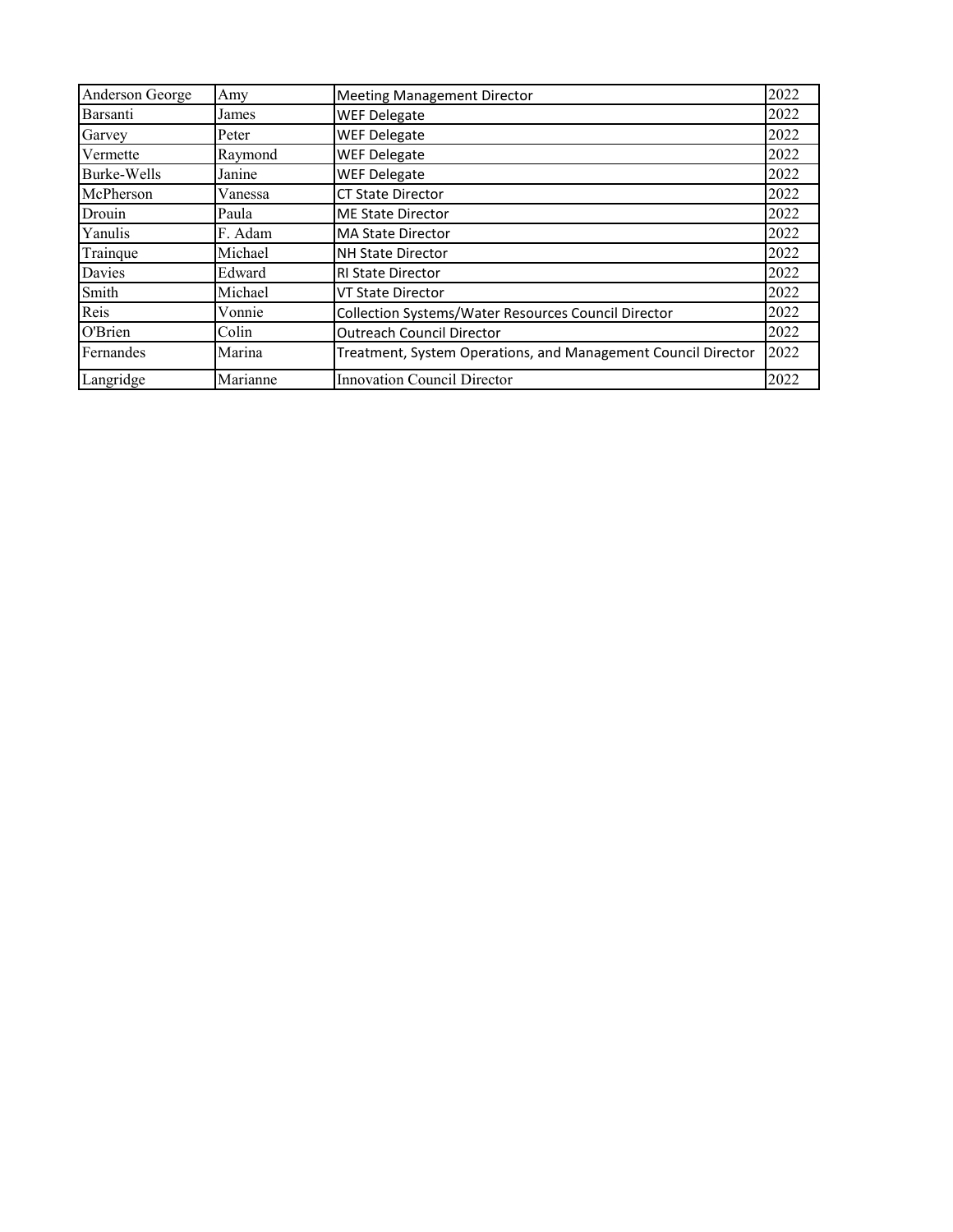| | | | |
|---|---|---|---|
| Anderson George | Amy | Meeting Management Director | 2022 |
| Barsanti | James | WEF Delegate | 2022 |
| Garvey | Peter | WEF Delegate | 2022 |
| Vermette | Raymond | WEF Delegate | 2022 |
| Burke-Wells | Janine | WEF Delegate | 2022 |
| McPherson | Vanessa | CT State Director | 2022 |
| Drouin | Paula | ME State Director | 2022 |
| Yanulis | F. Adam | MA State Director | 2022 |
| Trainque | Michael | NH State Director | 2022 |
| Davies | Edward | RI State Director | 2022 |
| Smith | Michael | VT State Director | 2022 |
| Reis | Vonnie | Collection Systems/Water Resources Council Director | 2022 |
| O'Brien | Colin | Outreach Council Director | 2022 |
| Fernandes | Marina | Treatment, System Operations, and Management Council Director | 2022 |
| Langridge | Marianne | Innovation Council Director | 2022 |